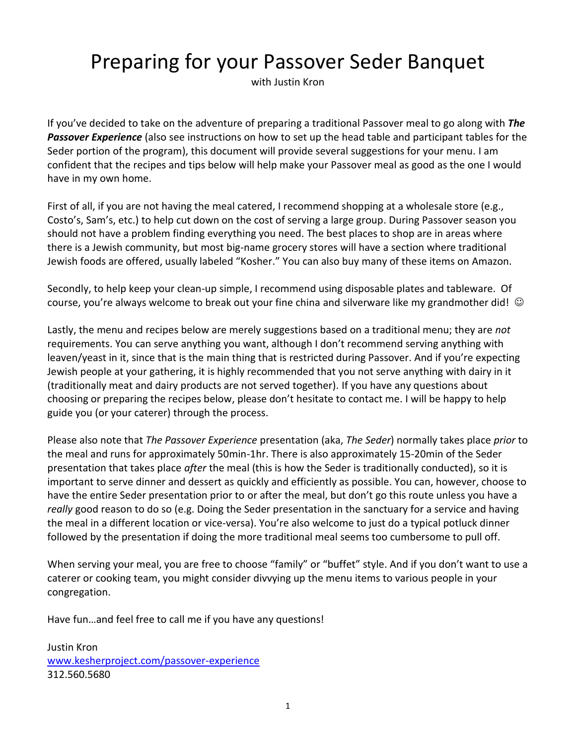# Preparing for your Passover Seder Banquet

with Justin Kron

If you've decided to take on the adventure of preparing a traditional Passover meal to go along with ***The Passover Experience*** (also see instructions on how to set up the head table and participant tables for the Seder portion of the program), this document will provide several suggestions for your menu. I am confident that the recipes and tips below will help make your Passover meal as good as the one I would have in my own home.

First of all, if you are not having the meal catered, I recommend shopping at a wholesale store (e.g., Costo's, Sam's, etc.) to help cut down on the cost of serving a large group. During Passover season you should not have a problem finding everything you need. The best places to shop are in areas where there is a Jewish community, but most big-name grocery stores will have a section where traditional Jewish foods are offered, usually labeled "Kosher." You can also buy many of these items on Amazon.

Secondly, to help keep your clean-up simple, I recommend using disposable plates and tableware. Of course, you're always welcome to break out your fine china and silverware like my grandmother did! ☺

Lastly, the menu and recipes below are merely suggestions based on a traditional menu; they are *not* requirements. You can serve anything you want, although I don't recommend serving anything with leaven/yeast in it, since that is the main thing that is restricted during Passover. And if you're expecting Jewish people at your gathering, it is highly recommended that you not serve anything with dairy in it (traditionally meat and dairy products are not served together). If you have any questions about choosing or preparing the recipes below, please don't hesitate to contact me. I will be happy to help guide you (or your caterer) through the process.

Please also note that *The Passover Experience* presentation (aka, *The Seder*) normally takes place *prior* to the meal and runs for approximately 50min-1hr. There is also approximately 15-20min of the Seder presentation that takes place *after* the meal (this is how the Seder is traditionally conducted), so it is important to serve dinner and dessert as quickly and efficiently as possible. You can, however, choose to have the entire Seder presentation prior to or after the meal, but don't go this route unless you have a *really* good reason to do so (e.g. Doing the Seder presentation in the sanctuary for a service and having the meal in a different location or vice-versa). You're also welcome to just do a typical potluck dinner followed by the presentation if doing the more traditional meal seems too cumbersome to pull off.

When serving your meal, you are free to choose "family" or "buffet" style. And if you don't want to use a caterer or cooking team, you might consider divvying up the menu items to various people in your congregation.

Have fun…and feel free to call me if you have any questions!

Justin Kron
[www.kesherproject.com/passover-experience](http://www.kesherproject.com/passover-experience)
312.560.5680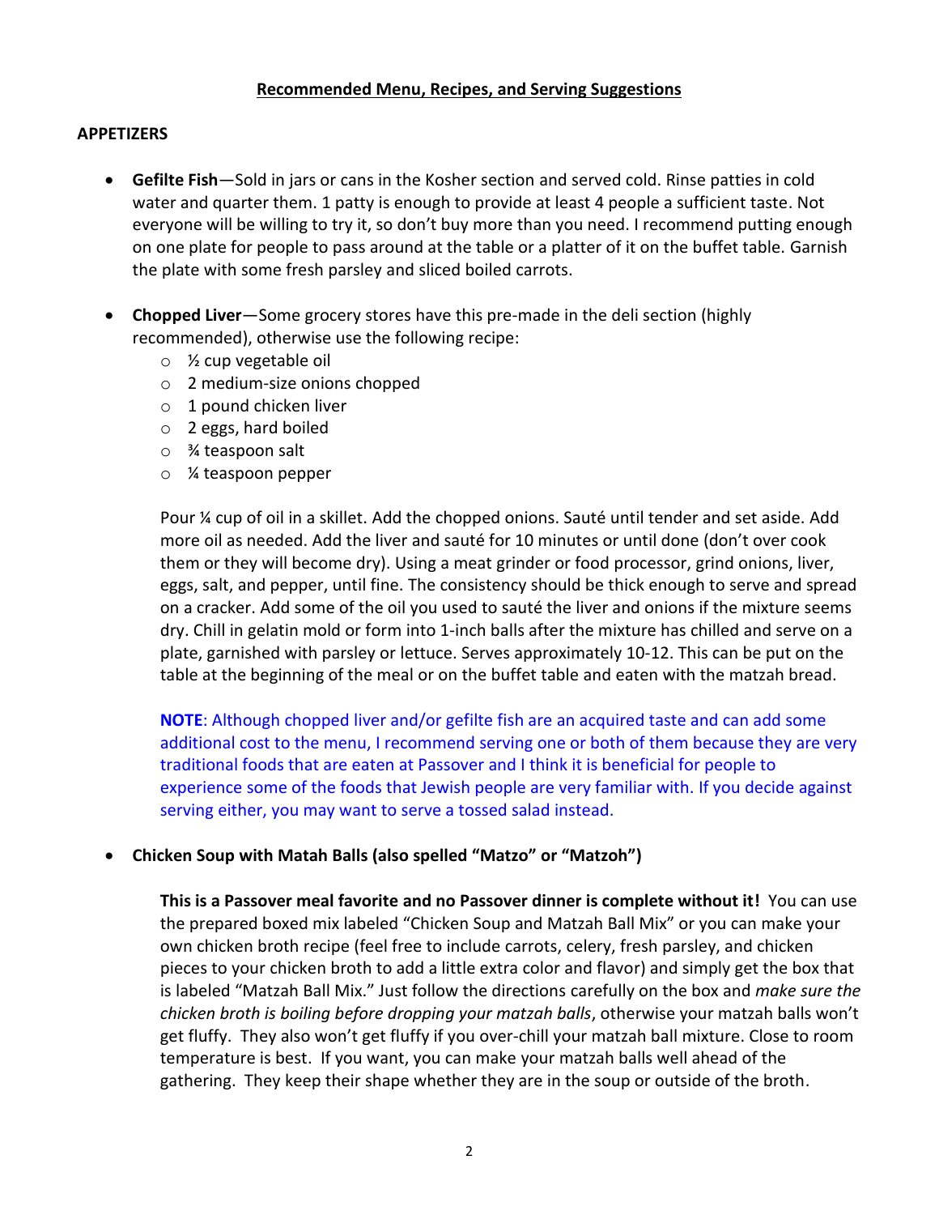## Recommended Menu, Recipes, and Serving Suggestions

### APPETIZERS

- **Gefilte Fish**—Sold in jars or cans in the Kosher section and served cold. Rinse patties in cold water and quarter them. 1 patty is enough to provide at least 4 people a sufficient taste. Not everyone will be willing to try it, so don't buy more than you need. I recommend putting enough on one plate for people to pass around at the table or a platter of it on the buffet table. Garnish the plate with some fresh parsley and sliced boiled carrots.

- **Chopped Liver**—Some grocery stores have this pre-made in the deli section (highly recommended), otherwise use the following recipe:
  - ½ cup vegetable oil
  - 2 medium-size onions chopped
  - 1 pound chicken liver
  - 2 eggs, hard boiled
  - ¾ teaspoon salt
  - ¼ teaspoon pepper

  Pour ¼ cup of oil in a skillet. Add the chopped onions. Sauté until tender and set aside. Add more oil as needed. Add the liver and sauté for 10 minutes or until done (don't over cook them or they will become dry). Using a meat grinder or food processor, grind onions, liver, eggs, salt, and pepper, until fine. The consistency should be thick enough to serve and spread on a cracker. Add some of the oil you used to sauté the liver and onions if the mixture seems dry. Chill in gelatin mold or form into 1-inch balls after the mixture has chilled and serve on a plate, garnished with parsley or lettuce. Serves approximately 10-12. This can be put on the table at the beginning of the meal or on the buffet table and eaten with the matzah bread.

  **NOTE**: Although chopped liver and/or gefilte fish are an acquired taste and can add some additional cost to the menu, I recommend serving one or both of them because they are very traditional foods that are eaten at Passover and I think it is beneficial for people to experience some of the foods that Jewish people are very familiar with. If you decide against serving either, you may want to serve a tossed salad instead.

- **Chicken Soup with Matah Balls (also spelled "Matzo" or "Matzoh")**

  **This is a Passover meal favorite and no Passover dinner is complete without it!** You can use the prepared boxed mix labeled "Chicken Soup and Matzah Ball Mix" or you can make your own chicken broth recipe (feel free to include carrots, celery, fresh parsley, and chicken pieces to your chicken broth to add a little extra color and flavor) and simply get the box that is labeled "Matzah Ball Mix." Just follow the directions carefully on the box and *make sure the chicken broth is boiling before dropping your matzah balls*, otherwise your matzah balls won't get fluffy. They also won't get fluffy if you over-chill your matzah ball mixture. Close to room temperature is best. If you want, you can make your matzah balls well ahead of the gathering. They keep their shape whether they are in the soup or outside of the broth.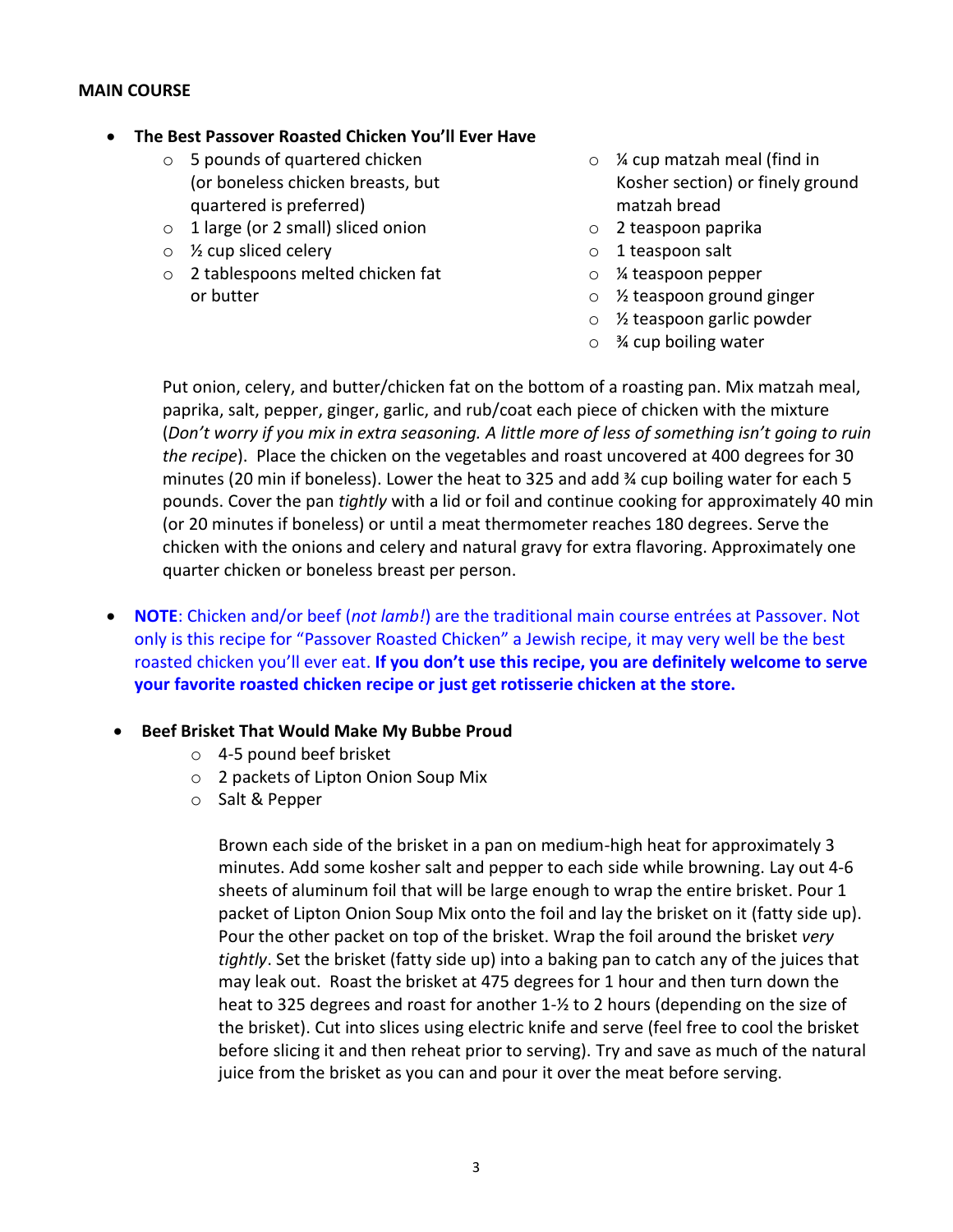**MAIN COURSE**

- **The Best Passover Roasted Chicken You'll Ever Have**
    - 5 pounds of quartered chicken (or boneless chicken breasts, but quartered is preferred)
    - 1 large (or 2 small) sliced onion
    - ½ cup sliced celery
    - 2 tablespoons melted chicken fat or butter
    - ¼ cup matzah meal (find in Kosher section) or finely ground matzah bread
    - 2 teaspoon paprika
    - 1 teaspoon salt
    - ¼ teaspoon pepper
    - ½ teaspoon ground ginger
    - ½ teaspoon garlic powder
    - ¾ cup boiling water

    Put onion, celery, and butter/chicken fat on the bottom of a roasting pan. Mix matzah meal, paprika, salt, pepper, ginger, garlic, and rub/coat each piece of chicken with the mixture (*Don't worry if you mix in extra seasoning. A little more of less of something isn't going to ruin the recipe*). Place the chicken on the vegetables and roast uncovered at 400 degrees for 30 minutes (20 min if boneless). Lower the heat to 325 and add ¾ cup boiling water for each 5 pounds. Cover the pan *tightly* with a lid or foil and continue cooking for approximately 40 min (or 20 minutes if boneless) or until a meat thermometer reaches 180 degrees. Serve the chicken with the onions and celery and natural gravy for extra flavoring. Approximately one quarter chicken or boneless breast per person.

- **NOTE**: Chicken and/or beef (*not lamb!*) are the traditional main course entrées at Passover. Not only is this recipe for "Passover Roasted Chicken" a Jewish recipe, it may very well be the best roasted chicken you'll ever eat. **If you don't use this recipe, you are definitely welcome to serve your favorite roasted chicken recipe or just get rotisserie chicken at the store.**

- **Beef Brisket That Would Make My Bubbe Proud**
    - 4-5 pound beef brisket
    - 2 packets of Lipton Onion Soup Mix
    - Salt & Pepper

    Brown each side of the brisket in a pan on medium-high heat for approximately 3 minutes. Add some kosher salt and pepper to each side while browning. Lay out 4-6 sheets of aluminum foil that will be large enough to wrap the entire brisket. Pour 1 packet of Lipton Onion Soup Mix onto the foil and lay the brisket on it (fatty side up). Pour the other packet on top of the brisket. Wrap the foil around the brisket *very tightly*. Set the brisket (fatty side up) into a baking pan to catch any of the juices that may leak out. Roast the brisket at 475 degrees for 1 hour and then turn down the heat to 325 degrees and roast for another 1-½ to 2 hours (depending on the size of the brisket). Cut into slices using electric knife and serve (feel free to cool the brisket before slicing it and then reheat prior to serving). Try and save as much of the natural juice from the brisket as you can and pour it over the meat before serving.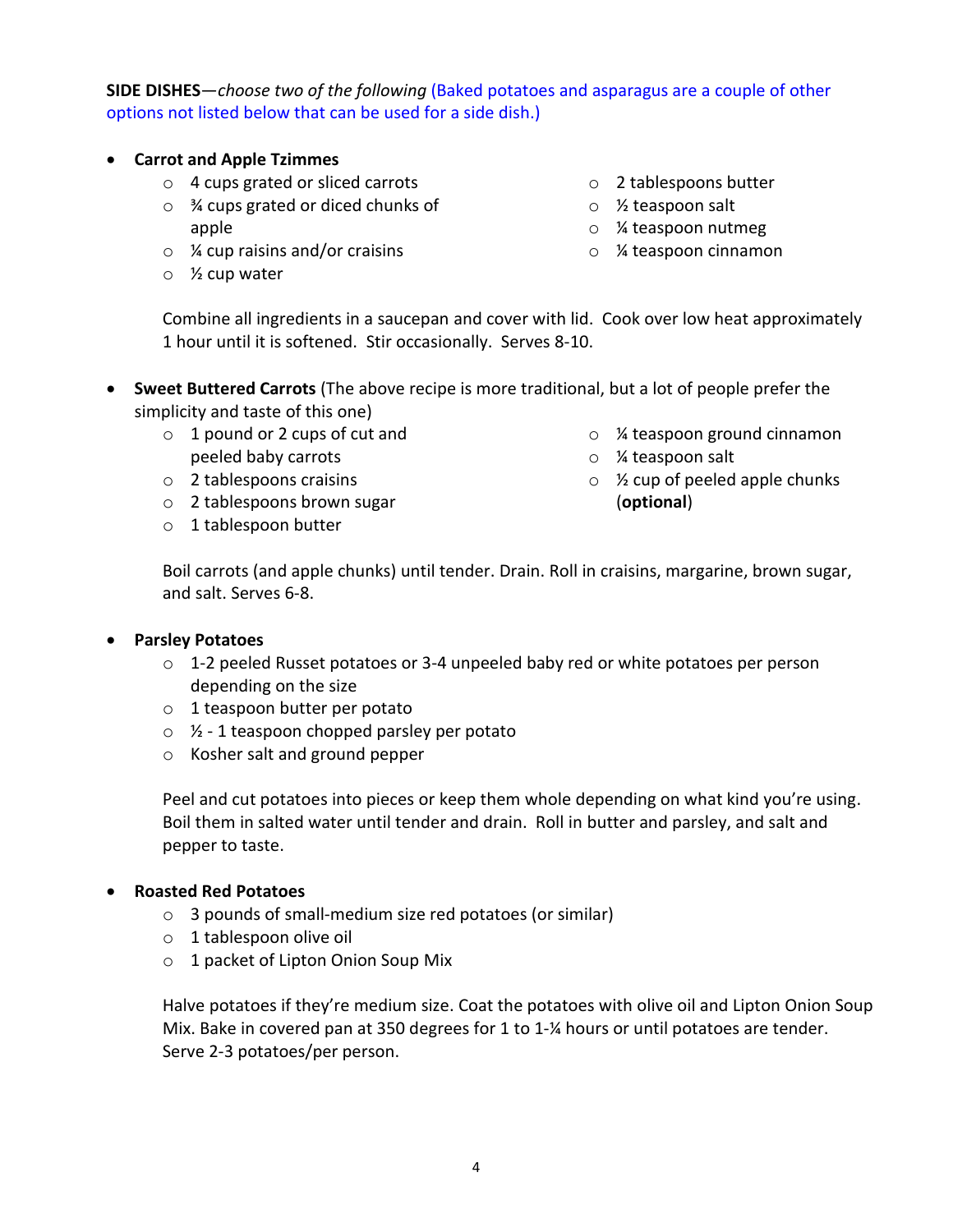**SIDE DISHES**—*choose two of the following* (Baked potatoes and asparagus are a couple of other options not listed below that can be used for a side dish.)

- **Carrot and Apple Tzimmes**
  - 4 cups grated or sliced carrots
  - ¾ cups grated or diced chunks of apple
  - ¼ cup raisins and/or craisins
  - ½ cup water
  - 2 tablespoons butter
  - ½ teaspoon salt
  - ¼ teaspoon nutmeg
  - ¼ teaspoon cinnamon

  Combine all ingredients in a saucepan and cover with lid. Cook over low heat approximately 1 hour until it is softened. Stir occasionally. Serves 8-10.

- **Sweet Buttered Carrots** (The above recipe is more traditional, but a lot of people prefer the simplicity and taste of this one)
  - 1 pound or 2 cups of cut and peeled baby carrots
  - 2 tablespoons craisins
  - 2 tablespoons brown sugar
  - 1 tablespoon butter
  - ¼ teaspoon ground cinnamon
  - ¼ teaspoon salt
  - ½ cup of peeled apple chunks (**optional**)

  Boil carrots (and apple chunks) until tender. Drain. Roll in craisins, margarine, brown sugar, and salt. Serves 6-8.

- **Parsley Potatoes**
  - 1-2 peeled Russet potatoes or 3-4 unpeeled baby red or white potatoes per person depending on the size
  - 1 teaspoon butter per potato
  - ½ - 1 teaspoon chopped parsley per potato
  - Kosher salt and ground pepper

  Peel and cut potatoes into pieces or keep them whole depending on what kind you're using. Boil them in salted water until tender and drain. Roll in butter and parsley, and salt and pepper to taste.

- **Roasted Red Potatoes**
  - 3 pounds of small-medium size red potatoes (or similar)
  - 1 tablespoon olive oil
  - 1 packet of Lipton Onion Soup Mix

  Halve potatoes if they're medium size. Coat the potatoes with olive oil and Lipton Onion Soup Mix. Bake in covered pan at 350 degrees for 1 to 1-¼ hours or until potatoes are tender. Serve 2-3 potatoes/per person.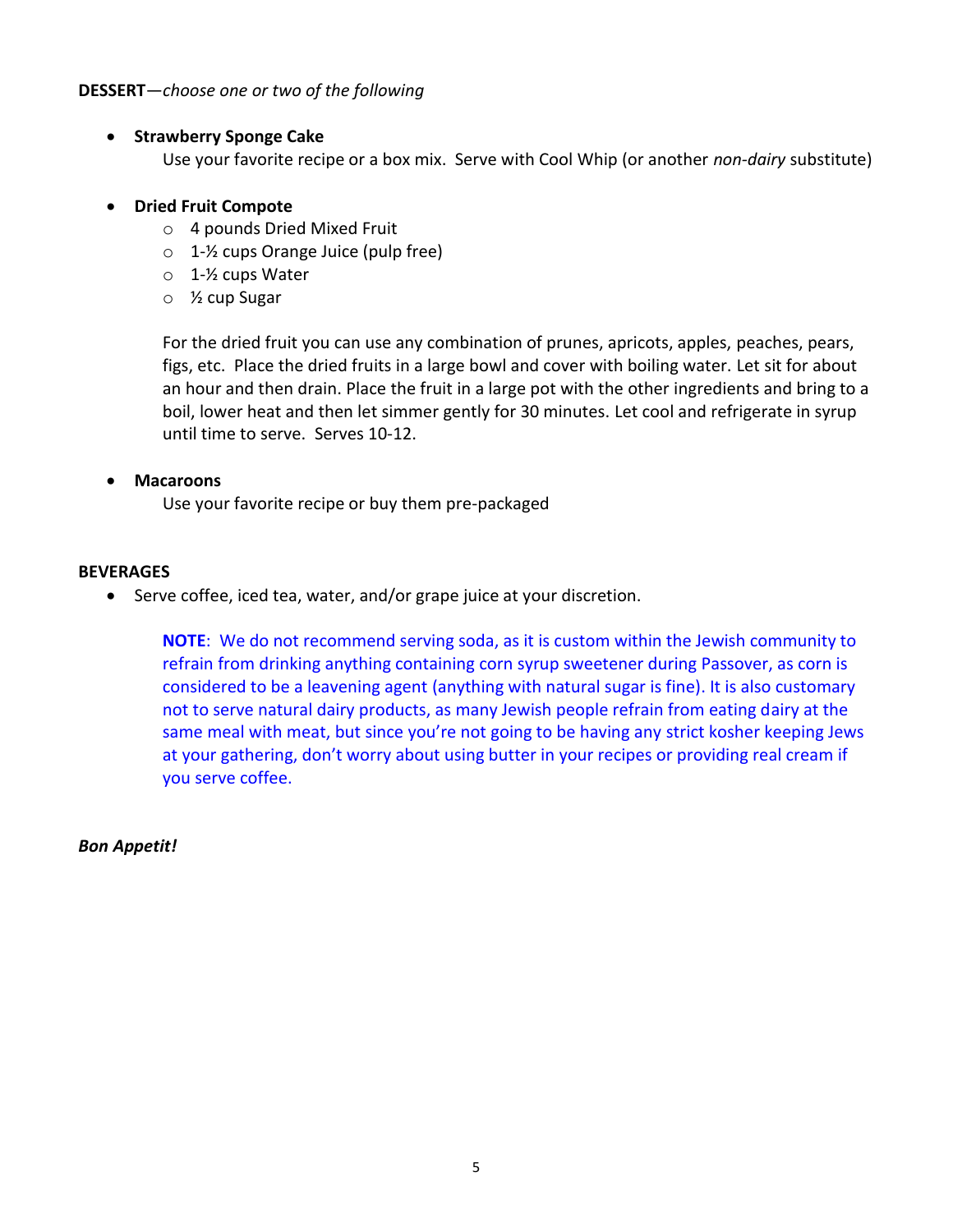**DESSERT**—*choose one or two of the following*

- **Strawberry Sponge Cake**
  Use your favorite recipe or a box mix. Serve with Cool Whip (or another *non-dairy* substitute)

- **Dried Fruit Compote**
  - 4 pounds Dried Mixed Fruit
  - 1-½ cups Orange Juice (pulp free)
  - 1-½ cups Water
  - ½ cup Sugar

  For the dried fruit you can use any combination of prunes, apricots, apples, peaches, pears, figs, etc. Place the dried fruits in a large bowl and cover with boiling water. Let sit for about an hour and then drain. Place the fruit in a large pot with the other ingredients and bring to a boil, lower heat and then let simmer gently for 30 minutes. Let cool and refrigerate in syrup until time to serve. Serves 10-12.

- **Macaroons**
  Use your favorite recipe or buy them pre-packaged

**BEVERAGES**

- Serve coffee, iced tea, water, and/or grape juice at your discretion.

  **NOTE**: We do not recommend serving soda, as it is custom within the Jewish community to refrain from drinking anything containing corn syrup sweetener during Passover, as corn is considered to be a leavening agent (anything with natural sugar is fine). It is also customary not to serve natural dairy products, as many Jewish people refrain from eating dairy at the same meal with meat, but since you're not going to be having any strict kosher keeping Jews at your gathering, don't worry about using butter in your recipes or providing real cream if you serve coffee.

***Bon Appetit!***